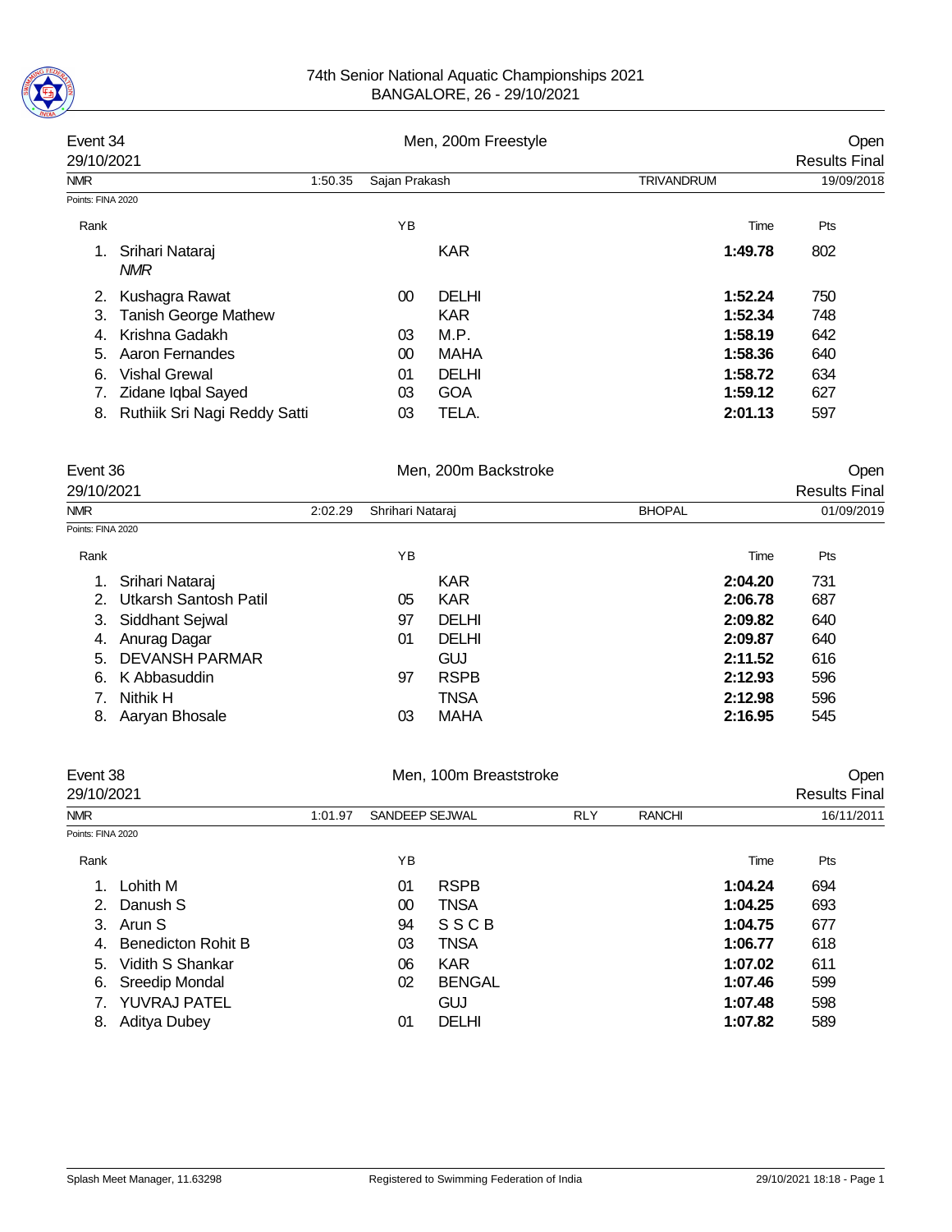# 74th Senior National Aquatic Championships 2021
BANGALORE, 26 - 29/10/2021

## Event 34 — Men, 200m Freestyle — Open

29/10/2021 — Results Final

NMR 1:50.35 Sajan Prakash TRIVANDRUM 19/09/2018

Points: FINA 2020

| Rank | | YB | | Time | Pts |
|---|---|---|---|---|---|
| 1. | Srihari Nataraj *NMR* | | KAR | **1:49.78** | 802 |
| 2. | Kushagra Rawat | 00 | DELHI | **1:52.24** | 750 |
| 3. | Tanish George Mathew | | KAR | **1:52.34** | 748 |
| 4. | Krishna Gadakh | 03 | M.P. | **1:58.19** | 642 |
| 5. | Aaron Fernandes | 00 | MAHA | **1:58.36** | 640 |
| 6. | Vishal Grewal | 01 | DELHI | **1:58.72** | 634 |
| 7. | Zidane Iqbal Sayed | 03 | GOA | **1:59.12** | 627 |
| 8. | Ruthiik Sri Nagi Reddy Satti | 03 | TELA. | **2:01.13** | 597 |

## Event 36 — Men, 200m Backstroke — Open

29/10/2021 — Results Final

NMR 2:02.29 Shrihari Nataraj BHOPAL 01/09/2019

Points: FINA 2020

| Rank | | YB | | Time | Pts |
|---|---|---|---|---|---|
| 1. | Srihari Nataraj | | KAR | **2:04.20** | 731 |
| 2. | Utkarsh Santosh Patil | 05 | KAR | **2:06.78** | 687 |
| 3. | Siddhant Sejwal | 97 | DELHI | **2:09.82** | 640 |
| 4. | Anurag Dagar | 01 | DELHI | **2:09.87** | 640 |
| 5. | DEVANSH PARMAR | | GUJ | **2:11.52** | 616 |
| 6. | K Abbasuddin | 97 | RSPB | **2:12.93** | 596 |
| 7. | Nithik H | | TNSA | **2:12.98** | 596 |
| 8. | Aaryan Bhosale | 03 | MAHA | **2:16.95** | 545 |

## Event 38 — Men, 100m Breaststroke — Open

29/10/2021 — Results Final

NMR 1:01.97 SANDEEP SEJWAL RLY RANCHI 16/11/2011

Points: FINA 2020

| Rank | | YB | | Time | Pts |
|---|---|---|---|---|---|
| 1. | Lohith M | 01 | RSPB | **1:04.24** | 694 |
| 2. | Danush S | 00 | TNSA | **1:04.25** | 693 |
| 3. | Arun S | 94 | S S C B | **1:04.75** | 677 |
| 4. | Benedicton Rohit B | 03 | TNSA | **1:06.77** | 618 |
| 5. | Vidith S Shankar | 06 | KAR | **1:07.02** | 611 |
| 6. | Sreedip Mondal | 02 | BENGAL | **1:07.46** | 599 |
| 7. | YUVRAJ PATEL | | GUJ | **1:07.48** | 598 |
| 8. | Aditya Dubey | 01 | DELHI | **1:07.82** | 589 |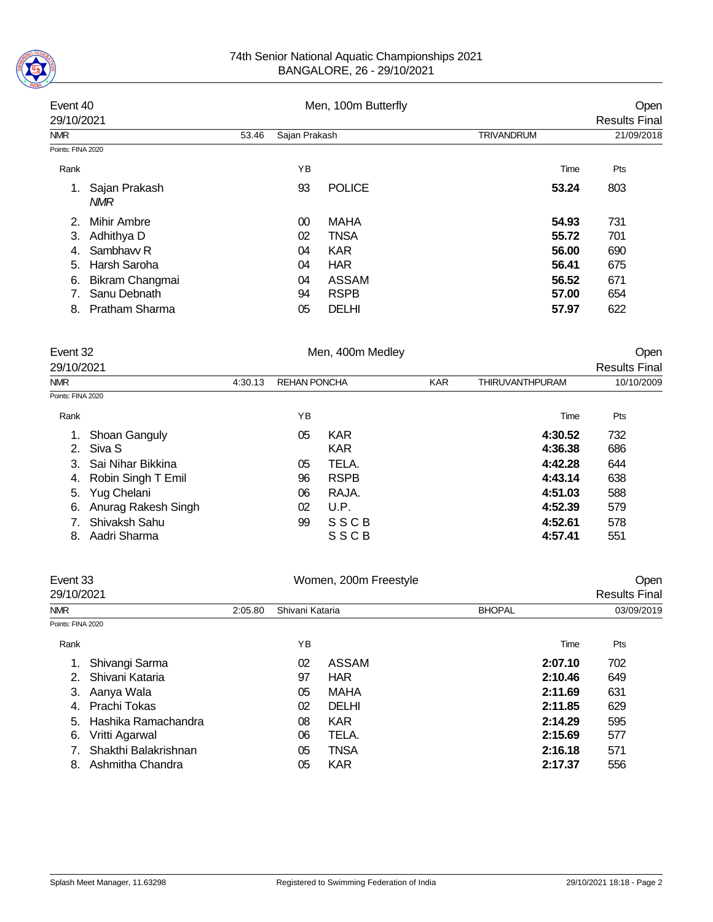74th Senior National Aquatic Championships 2021
BANGALORE, 26 - 29/10/2021

## Event 40 — Men, 100m Butterfly — Open

29/10/2021 — Results Final

NMR 53.46 Sajan Prakash TRIVANDRUM 21/09/2018

Points: FINA 2020

| Rank | Name | YB | Team | Time | Pts |
|---|---|---|---|---|---|
| 1. | Sajan Prakash *NMR* | 93 | POLICE | **53.24** | 803 |
| 2. | Mihir Ambre | 00 | MAHA | **54.93** | 731 |
| 3. | Adhithya D | 02 | TNSA | **55.72** | 701 |
| 4. | Sambhavv R | 04 | KAR | **56.00** | 690 |
| 5. | Harsh Saroha | 04 | HAR | **56.41** | 675 |
| 6. | Bikram Changmai | 04 | ASSAM | **56.52** | 671 |
| 7. | Sanu Debnath | 94 | RSPB | **57.00** | 654 |
| 8. | Pratham Sharma | 05 | DELHI | **57.97** | 622 |

## Event 32 — Men, 400m Medley — Open

29/10/2021 — Results Final

NMR 4:30.13 REHAN PONCHA KAR THIRUVANTHPURAM 10/10/2009

Points: FINA 2020

| Rank | Name | YB | Team | Time | Pts |
|---|---|---|---|---|---|
| 1. | Shoan Ganguly | 05 | KAR | **4:30.52** | 732 |
| 2. | Siva S | | KAR | **4:36.38** | 686 |
| 3. | Sai Nihar Bikkina | 05 | TELA. | **4:42.28** | 644 |
| 4. | Robin Singh T Emil | 96 | RSPB | **4:43.14** | 638 |
| 5. | Yug Chelani | 06 | RAJA. | **4:51.03** | 588 |
| 6. | Anurag Rakesh Singh | 02 | U.P. | **4:52.39** | 579 |
| 7. | Shivaksh Sahu | 99 | S S C B | **4:52.61** | 578 |
| 8. | Aadri Sharma | | S S C B | **4:57.41** | 551 |

## Event 33 — Women, 200m Freestyle — Open

29/10/2021 — Results Final

NMR 2:05.80 Shivani Kataria BHOPAL 03/09/2019

Points: FINA 2020

| Rank | Name | YB | Team | Time | Pts |
|---|---|---|---|---|---|
| 1. | Shivangi Sarma | 02 | ASSAM | **2:07.10** | 702 |
| 2. | Shivani Kataria | 97 | HAR | **2:10.46** | 649 |
| 3. | Aanya Wala | 05 | MAHA | **2:11.69** | 631 |
| 4. | Prachi Tokas | 02 | DELHI | **2:11.85** | 629 |
| 5. | Hashika Ramachandra | 08 | KAR | **2:14.29** | 595 |
| 6. | Vritti Agarwal | 06 | TELA. | **2:15.69** | 577 |
| 7. | Shakthi Balakrishnan | 05 | TNSA | **2:16.18** | 571 |
| 8. | Ashmitha Chandra | 05 | KAR | **2:17.37** | 556 |

Splash Meet Manager, 11.63298 — Registered to Swimming Federation of India — 29/10/2021 18:18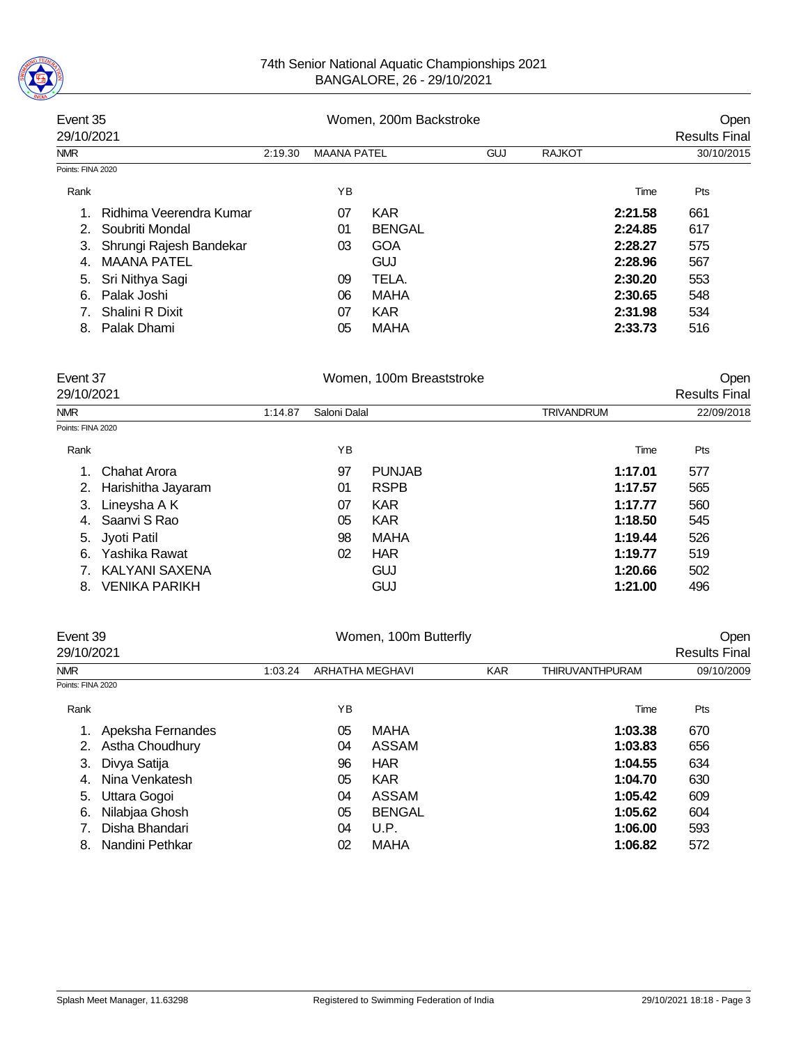## Event 35 — Women, 200m Backstroke — Open

29/10/2021 — Results Final

NMR 2:19.30 MAANA PATEL GUJ RAJKOT 30/10/2015

Points: FINA 2020

| Rank | Name | YB | Team | Time | Pts |
|---|---|---|---|---|---|
| 1. | Ridhima Veerendra Kumar | 07 | KAR | **2:21.58** | 661 |
| 2. | Soubriti Mondal | 01 | BENGAL | **2:24.85** | 617 |
| 3. | Shrungi Rajesh Bandekar | 03 | GOA | **2:28.27** | 575 |
| 4. | MAANA PATEL | | GUJ | **2:28.96** | 567 |
| 5. | Sri Nithya Sagi | 09 | TELA. | **2:30.20** | 553 |
| 6. | Palak Joshi | 06 | MAHA | **2:30.65** | 548 |
| 7. | Shalini R Dixit | 07 | KAR | **2:31.98** | 534 |
| 8. | Palak Dhami | 05 | MAHA | **2:33.73** | 516 |

## Event 37 — Women, 100m Breaststroke — Open

29/10/2021 — Results Final

NMR 1:14.87 Saloni Dalal TRIVANDRUM 22/09/2018

Points: FINA 2020

| Rank | Name | YB | Team | Time | Pts |
|---|---|---|---|---|---|
| 1. | Chahat Arora | 97 | PUNJAB | **1:17.01** | 577 |
| 2. | Harishitha Jayaram | 01 | RSPB | **1:17.57** | 565 |
| 3. | Lineysha A K | 07 | KAR | **1:17.77** | 560 |
| 4. | Saanvi S Rao | 05 | KAR | **1:18.50** | 545 |
| 5. | Jyoti Patil | 98 | MAHA | **1:19.44** | 526 |
| 6. | Yashika Rawat | 02 | HAR | **1:19.77** | 519 |
| 7. | KALYANI SAXENA | | GUJ | **1:20.66** | 502 |
| 8. | VENIKA PARIKH | | GUJ | **1:21.00** | 496 |

## Event 39 — Women, 100m Butterfly — Open

29/10/2021 — Results Final

NMR 1:03.24 ARHATHA MEGHAVI KAR THIRUVANTHPURAM 09/10/2009

Points: FINA 2020

| Rank | Name | YB | Team | Time | Pts |
|---|---|---|---|---|---|
| 1. | Apeksha Fernandes | 05 | MAHA | **1:03.38** | 670 |
| 2. | Astha Choudhury | 04 | ASSAM | **1:03.83** | 656 |
| 3. | Divya Satija | 96 | HAR | **1:04.55** | 634 |
| 4. | Nina Venkatesh | 05 | KAR | **1:04.70** | 630 |
| 5. | Uttara Gogoi | 04 | ASSAM | **1:05.42** | 609 |
| 6. | Nilabjaa Ghosh | 05 | BENGAL | **1:05.62** | 604 |
| 7. | Disha Bhandari | 04 | U.P. | **1:06.00** | 593 |
| 8. | Nandini Pethkar | 02 | MAHA | **1:06.82** | 572 |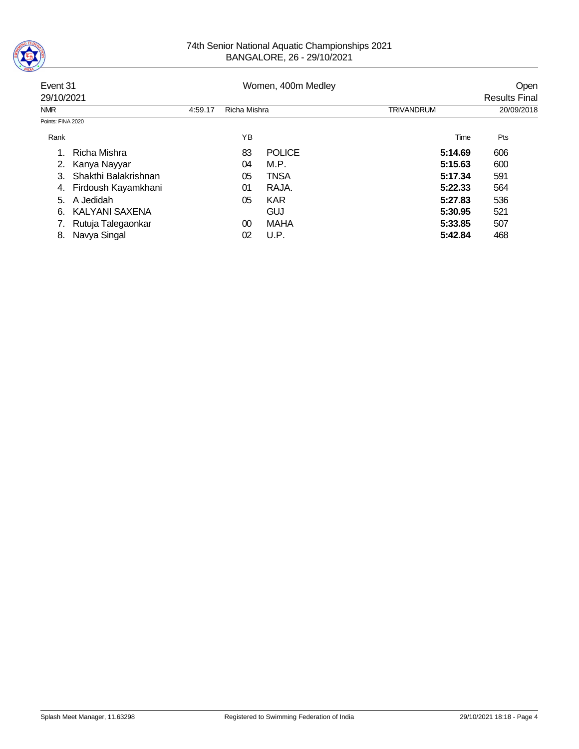74th Senior National Aquatic Championships 2021
BANGALORE, 26 - 29/10/2021

| Event 31 | Women, 400m Medley | Open |
|---|---|---|
| 29/10/2021 | | Results Final |

| NMR | 4:59.17 | Richa Mishra | TRIVANDRUM | 20/09/2018 |
|---|---|---|---|---|

Points: FINA 2020

| Rank | | YB | | Time | Pts |
|---|---|---|---|---|---|
| 1. | Richa Mishra | 83 | POLICE | **5:14.69** | 606 |
| 2. | Kanya Nayyar | 04 | M.P. | **5:15.63** | 600 |
| 3. | Shakthi Balakrishnan | 05 | TNSA | **5:17.34** | 591 |
| 4. | Firdoush Kayamkhani | 01 | RAJA. | **5:22.33** | 564 |
| 5. | A Jedidah | 05 | KAR | **5:27.83** | 536 |
| 6. | KALYANI SAXENA | | GUJ | **5:30.95** | 521 |
| 7. | Rutuja Talegaonkar | 00 | MAHA | **5:33.85** | 507 |
| 8. | Navya Singal | 02 | U.P. | **5:42.84** | 468 |